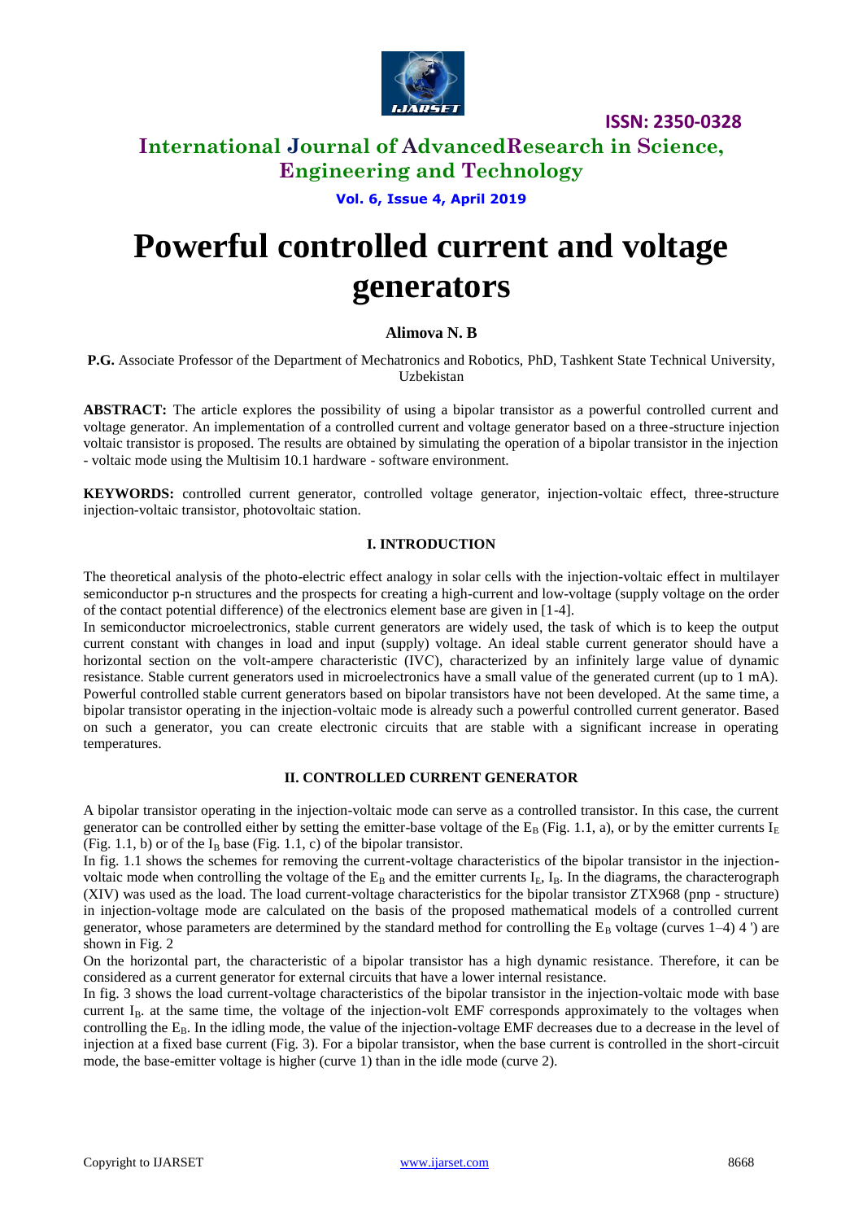# Powerful controlled current and voltage generators

**Alimova N. B**

**P.G.** Associate Professor of the Department of Mechatronics and Robotics, PhD, Tashkent State Technical University, Uzbekistan

**ABSTRACT:** The article explores the possibility of using a bipolar transistor as a powerful controlled current and voltage generator. An implementation of a controlled current and voltage generator based on a three-structure injection voltaic transistor is proposed. The results are obtained by simulating the operation of a bipolar transistor in the injection - voltaic mode using the Multisim 10.1 hardware - software environment.

**KEYWORDS:** controlled current generator, controlled voltage generator, injection-voltaic effect, three-structure injection-voltaic transistor, photovoltaic station.

## I. INTRODUCTION

The theoretical analysis of the photo-electric effect analogy in solar cells with the injection-voltaic effect in multilayer semiconductor p-n structures and the prospects for creating a high-current and low-voltage (supply voltage on the order of the contact potential difference) of the electronics element base are given in [1-4].

In semiconductor microelectronics, stable current generators are widely used, the task of which is to keep the output current constant with changes in load and input (supply) voltage. An ideal stable current generator should have a horizontal section on the volt-ampere characteristic (IVC), characterized by an infinitely large value of dynamic resistance. Stable current generators used in microelectronics have a small value of the generated current (up to 1 mA). Powerful controlled stable current generators based on bipolar transistors have not been developed. At the same time, a bipolar transistor operating in the injection-voltaic mode is already such a powerful controlled current generator. Based on such a generator, you can create electronic circuits that are stable with a significant increase in operating temperatures.

## II. CONTROLLED CURRENT GENERATOR

A bipolar transistor operating in the injection-voltaic mode can serve as a controlled transistor. In this case, the current generator can be controlled either by setting the emitter-base voltage of the $E_B$ (Fig. 1.1, a), or by the emitter currents $I_E$ (Fig. 1.1, b) or of the $I_B$ base (Fig. 1.1, c) of the bipolar transistor.

In fig. 1.1 shows the schemes for removing the current-voltage characteristics of the bipolar transistor in the injection-voltaic mode when controlling the voltage of the $E_B$ and the emitter currents $I_E$, $I_B$. In the diagrams, the characterograph (XIV) was used as the load. The load current-voltage characteristics for the bipolar transistor ZTX968 (pnp - structure) in injection-voltage mode are calculated on the basis of the proposed mathematical models of a controlled current generator, whose parameters are determined by the standard method for controlling the $E_B$ voltage (curves 1–4) 4 ') are shown in Fig. 2

On the horizontal part, the characteristic of a bipolar transistor has a high dynamic resistance. Therefore, it can be considered as a current generator for external circuits that have a lower internal resistance.

In fig. 3 shows the load current-voltage characteristics of the bipolar transistor in the injection-voltaic mode with base current $I_B$. at the same time, the voltage of the injection-volt EMF corresponds approximately to the voltages when controlling the $E_B$. In the idling mode, the value of the injection-voltage EMF decreases due to a decrease in the level of injection at a fixed base current (Fig. 3). For a bipolar transistor, when the base current is controlled in the short-circuit mode, the base-emitter voltage is higher (curve 1) than in the idle mode (curve 2).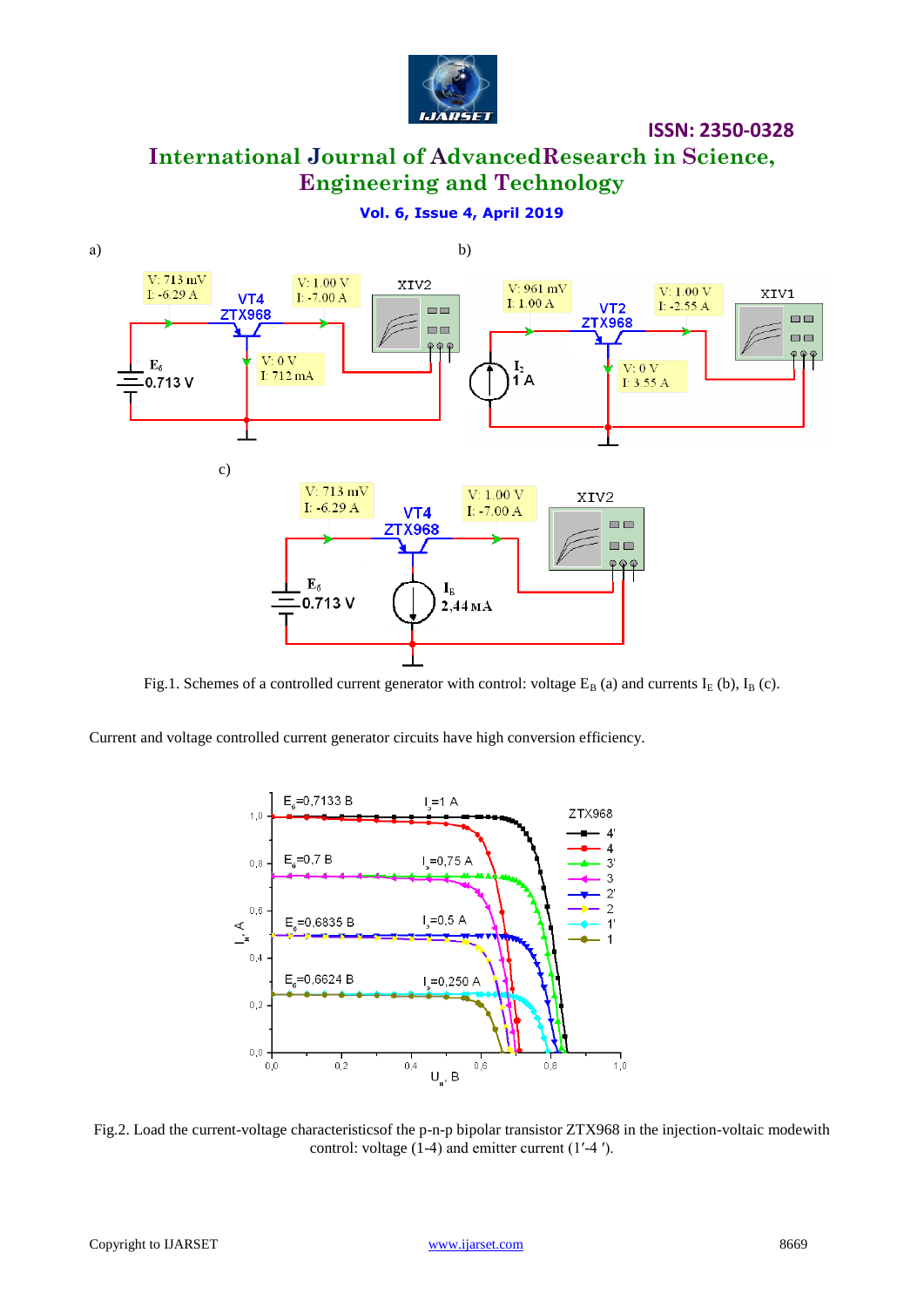Fig.1. Schemes of a controlled current generator with control: voltage $E_B$ (a) and currents $I_E$ (b), $I_B$ (c).

Current and voltage controlled current generator circuits have high conversion efficiency.

Fig.2. Load the current-voltage characteristicsof the p-n-p bipolar transistor ZTX968 in the injection-voltaic modewith control: voltage (1-4) and emitter current (1′-4 ′).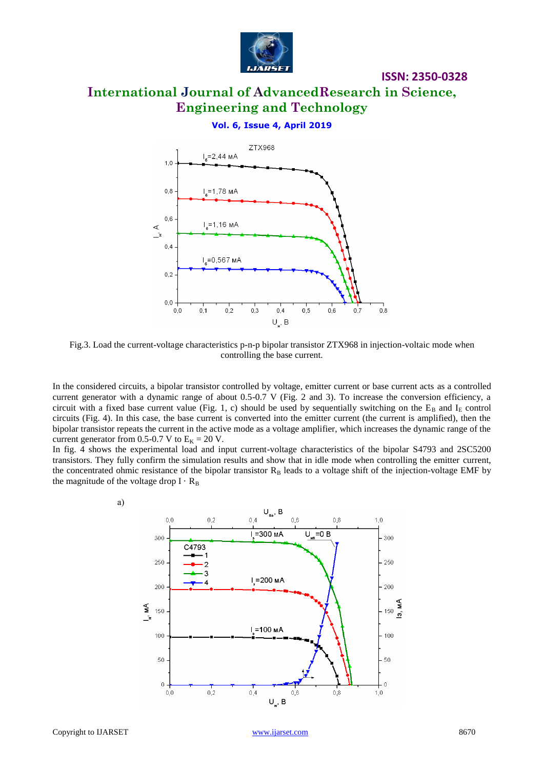Fig.3. Load the current-voltage characteristics p-n-p bipolar transistor ZTX968 in injection-voltaic mode when controlling the base current.

In the considered circuits, a bipolar transistor controlled by voltage, emitter current or base current acts as a controlled current generator with a dynamic range of about 0.5-0.7 V (Fig. 2 and 3). To increase the conversion efficiency, a circuit with a fixed base current value (Fig. 1, c) should be used by sequentially switching on the $E_B$ and $I_E$ control circuits (Fig. 4). In this case, the base current is converted into the emitter current (the current is amplified), then the bipolar transistor repeats the current in the active mode as a voltage amplifier, which increases the dynamic range of the current generator from 0.5-0.7 V to $E_K$ = 20 V.

In fig. 4 shows the experimental load and input current-voltage characteristics of the bipolar S4793 and 2SC5200 transistors. They fully confirm the simulation results and show that in idle mode when controlling the emitter current, the concentrated ohmic resistance of the bipolar transistor $R_B$ leads to a voltage shift of the injection-voltage EMF by the magnitude of the voltage drop $I \cdot R_B$

a)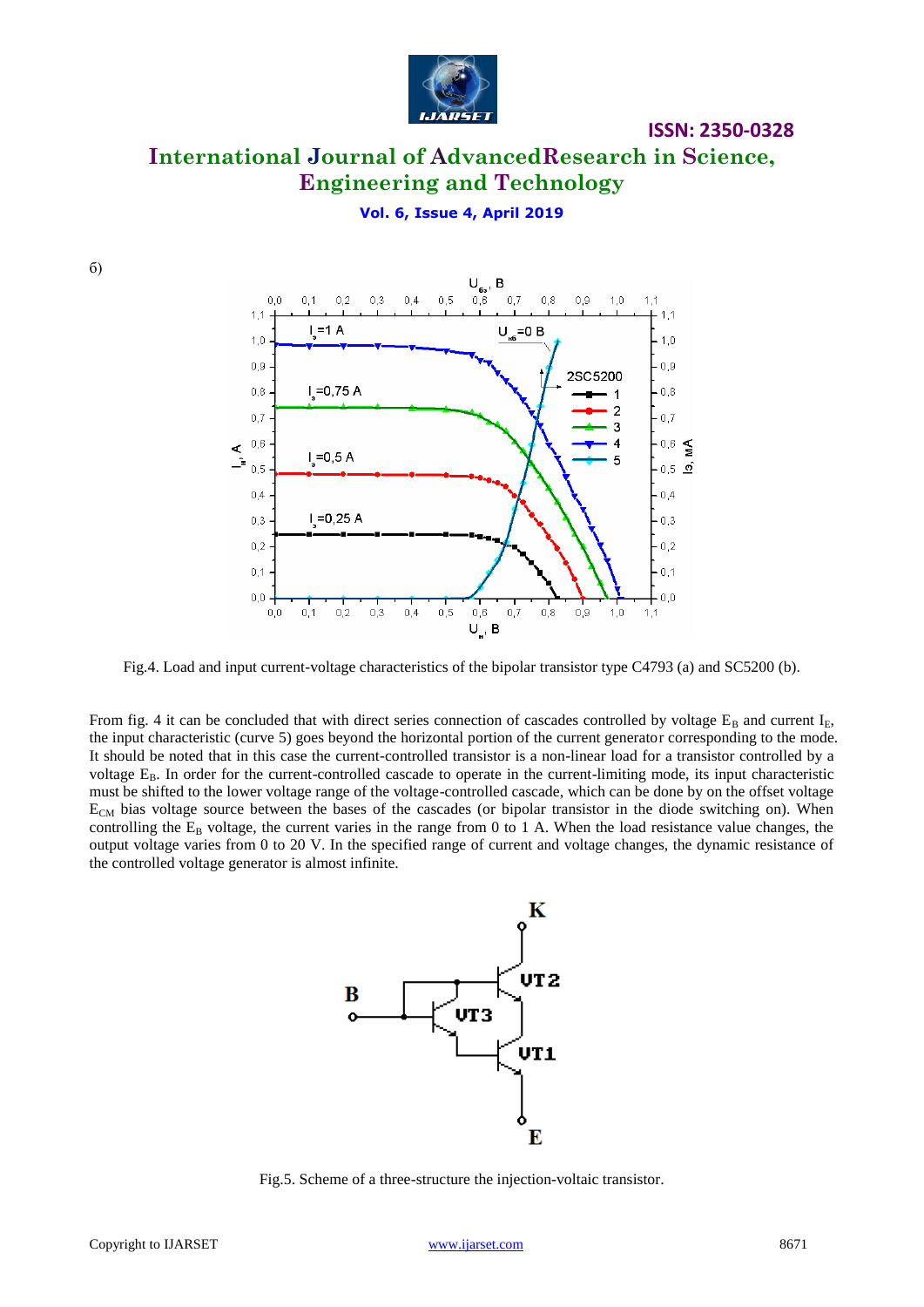б)

Fig.4. Load and input current-voltage characteristics of the bipolar transistor type C4793 (a) and SC5200 (b).

From fig. 4 it can be concluded that with direct series connection of cascades controlled by voltage $E_B$ and current $I_E$, the input characteristic (curve 5) goes beyond the horizontal portion of the current generator corresponding to the mode. It should be noted that in this case the current-controlled transistor is a non-linear load for a transistor controlled by a voltage $E_B$. In order for the current-controlled cascade to operate in the current-limiting mode, its input characteristic must be shifted to the lower voltage range of the voltage-controlled cascade, which can be done by on the offset voltage $E_{CM}$ bias voltage source between the bases of the cascades (or bipolar transistor in the diode switching on). When controlling the $E_B$ voltage, the current varies in the range from 0 to 1 A. When the load resistance value changes, the output voltage varies from 0 to 20 V. In the specified range of current and voltage changes, the dynamic resistance of the controlled voltage generator is almost infinite.

Fig.5. Scheme of a three-structure the injection-voltaic transistor.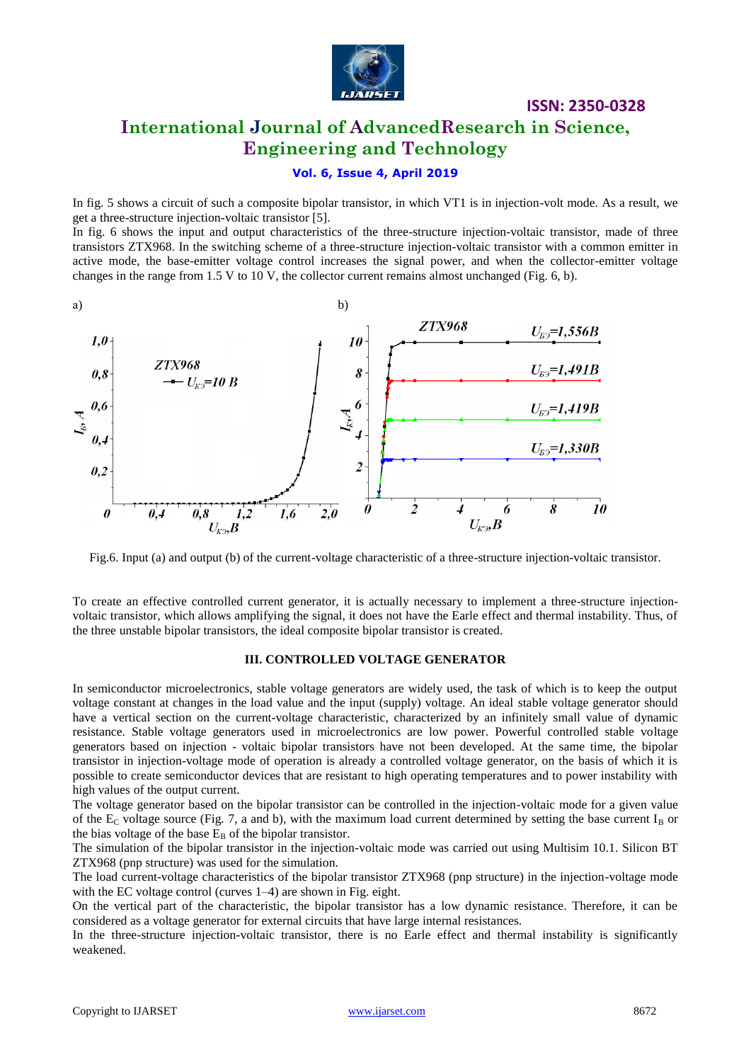In fig. 5 shows a circuit of such a composite bipolar transistor, in which VT1 is in injection-volt mode. As a result, we get a three-structure injection-voltaic transistor [5].

In fig. 6 shows the input and output characteristics of the three-structure injection-voltaic transistor, made of three transistors ZTX968. In the switching scheme of a three-structure injection-voltaic transistor with a common emitter in active mode, the base-emitter voltage control increases the signal power, and when the collector-emitter voltage changes in the range from 1.5 V to 10 V, the collector current remains almost unchanged (Fig. 6, b).

Fig.6. Input (a) and output (b) of the current-voltage characteristic of a three-structure injection-voltaic transistor.

To create an effective controlled current generator, it is actually necessary to implement a three-structure injection-voltaic transistor, which allows amplifying the signal, it does not have the Earle effect and thermal instability. Thus, of the three unstable bipolar transistors, the ideal composite bipolar transistor is created.

## III. CONTROLLED VOLTAGE GENERATOR

In semiconductor microelectronics, stable voltage generators are widely used, the task of which is to keep the output voltage constant at changes in the load value and the input (supply) voltage. An ideal stable voltage generator should have a vertical section on the current-voltage characteristic, characterized by an infinitely small value of dynamic resistance. Stable voltage generators used in microelectronics are low power. Powerful controlled stable voltage generators based on injection - voltaic bipolar transistors have not been developed. At the same time, the bipolar transistor in injection-voltage mode of operation is already a controlled voltage generator, on the basis of which it is possible to create semiconductor devices that are resistant to high operating temperatures and to power instability with high values of the output current.

The voltage generator based on the bipolar transistor can be controlled in the injection-voltaic mode for a given value of the $E_C$ voltage source (Fig. 7, a and b), with the maximum load current determined by setting the base current $I_B$ or the bias voltage of the base $E_B$ of the bipolar transistor.

The simulation of the bipolar transistor in the injection-voltaic mode was carried out using Multisim 10.1. Silicon BT ZTX968 (pnp structure) was used for the simulation.

The load current-voltage characteristics of the bipolar transistor ZTX968 (pnp structure) in the injection-voltage mode with the EC voltage control (curves 1–4) are shown in Fig. eight.

On the vertical part of the characteristic, the bipolar transistor has a low dynamic resistance. Therefore, it can be considered as a voltage generator for external circuits that have large internal resistances.

In the three-structure injection-voltaic transistor, there is no Earle effect and thermal instability is significantly weakened.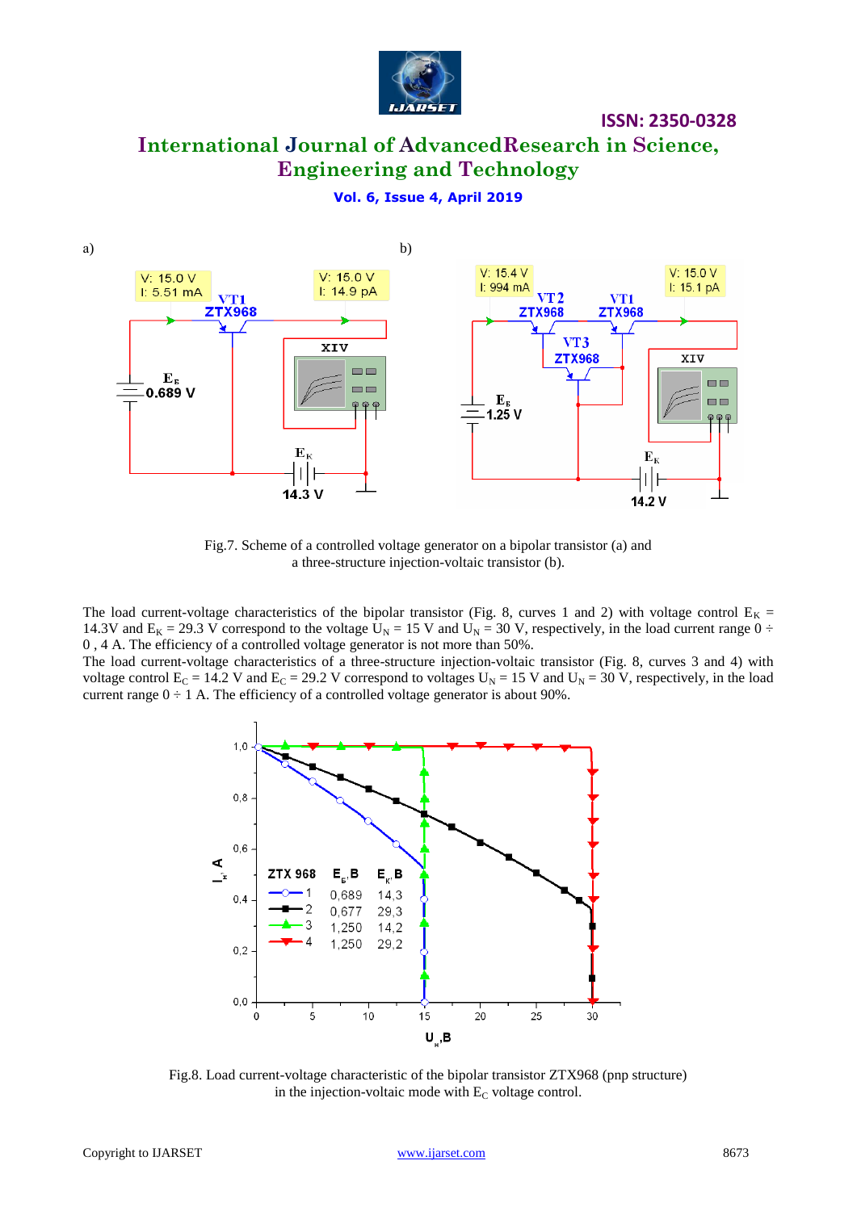a) b)

Fig.7. Scheme of a controlled voltage generator on a bipolar transistor (a) and a three-structure injection-voltaic transistor (b).

The load current-voltage characteristics of the bipolar transistor (Fig. 8, curves 1 and 2) with voltage control $E_K$ = 14.3V and $E_K$ = 29.3 V correspond to the voltage $U_N$ = 15 V and $U_N$ = 30 V, respectively, in the load current range 0 ÷ 0 , 4 A. The efficiency of a controlled voltage generator is not more than 50%.

The load current-voltage characteristics of a three-structure injection-voltaic transistor (Fig. 8, curves 3 and 4) with voltage control $E_C$ = 14.2 V and $E_C$ = 29.2 V correspond to voltages $U_N$ = 15 V and $U_N$ = 30 V, respectively, in the load current range 0 ÷ 1 A. The efficiency of a controlled voltage generator is about 90%.

Fig.8. Load current-voltage characteristic of the bipolar transistor ZTX968 (pnp structure) in the injection-voltaic mode with $E_C$ voltage control.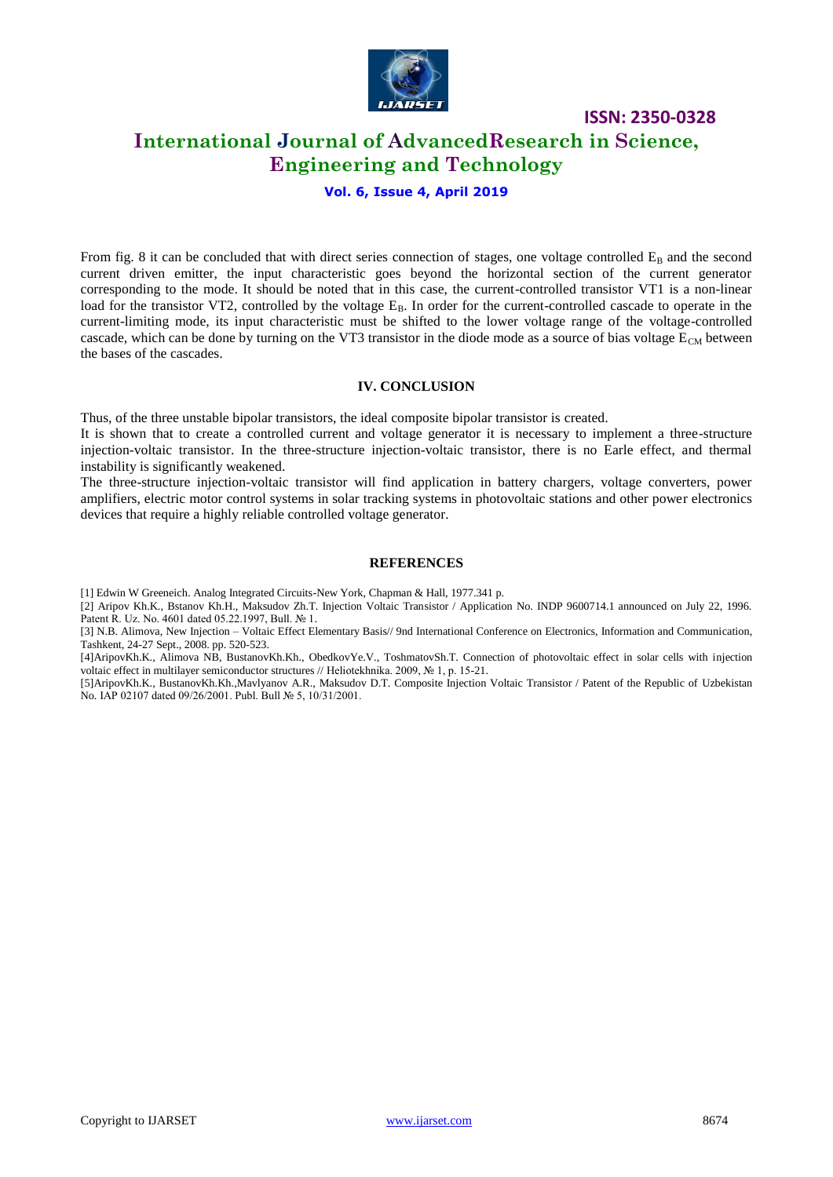From fig. 8 it can be concluded that with direct series connection of stages, one voltage controlled $E_B$ and the second current driven emitter, the input characteristic goes beyond the horizontal section of the current generator corresponding to the mode. It should be noted that in this case, the current-controlled transistor VT1 is a non-linear load for the transistor VT2, controlled by the voltage $E_B$. In order for the current-controlled cascade to operate in the current-limiting mode, its input characteristic must be shifted to the lower voltage range of the voltage-controlled cascade, which can be done by turning on the VT3 transistor in the diode mode as a source of bias voltage $E_{CM}$ between the bases of the cascades.

## IV. CONCLUSION

Thus, of the three unstable bipolar transistors, the ideal composite bipolar transistor is created.

It is shown that to create a controlled current and voltage generator it is necessary to implement a three-structure injection-voltaic transistor. In the three-structure injection-voltaic transistor, there is no Earle effect, and thermal instability is significantly weakened.

The three-structure injection-voltaic transistor will find application in battery chargers, voltage converters, power amplifiers, electric motor control systems in solar tracking systems in photovoltaic stations and other power electronics devices that require a highly reliable controlled voltage generator.

## REFERENCES

[1] Edwin W Greeneich. Analog Integrated Circuits-New York, Chapman & Hall, 1977.341 p.

[2] Aripov Kh.K., Bstanov Kh.H., Maksudov Zh.T. Injection Voltaic Transistor / Application No. INDP 9600714.1 announced on July 22, 1996. Patent R. Uz. No. 4601 dated 05.22.1997, Bull. № 1.

[3] N.B. Alimova, New Injection – Voltaic Effect Elementary Basis// 9nd International Conference on Electronics, Information and Communication, Tashkent, 24-27 Sept., 2008. pp. 520-523.

[4]AripovKh.K., Alimova NB, BustanovKh.Kh., ObedkovYe.V., ToshmatovSh.T. Connection of photovoltaic effect in solar cells with injection voltaic effect in multilayer semiconductor structures // Heliotekhnika. 2009, № 1, p. 15-21.

[5]AripovKh.K., BustanovKh.Kh.,Mavlyanov A.R., Maksudov D.T. Composite Injection Voltaic Transistor / Patent of the Republic of Uzbekistan No. IAP 02107 dated 09/26/2001. Publ. Bull № 5, 10/31/2001.